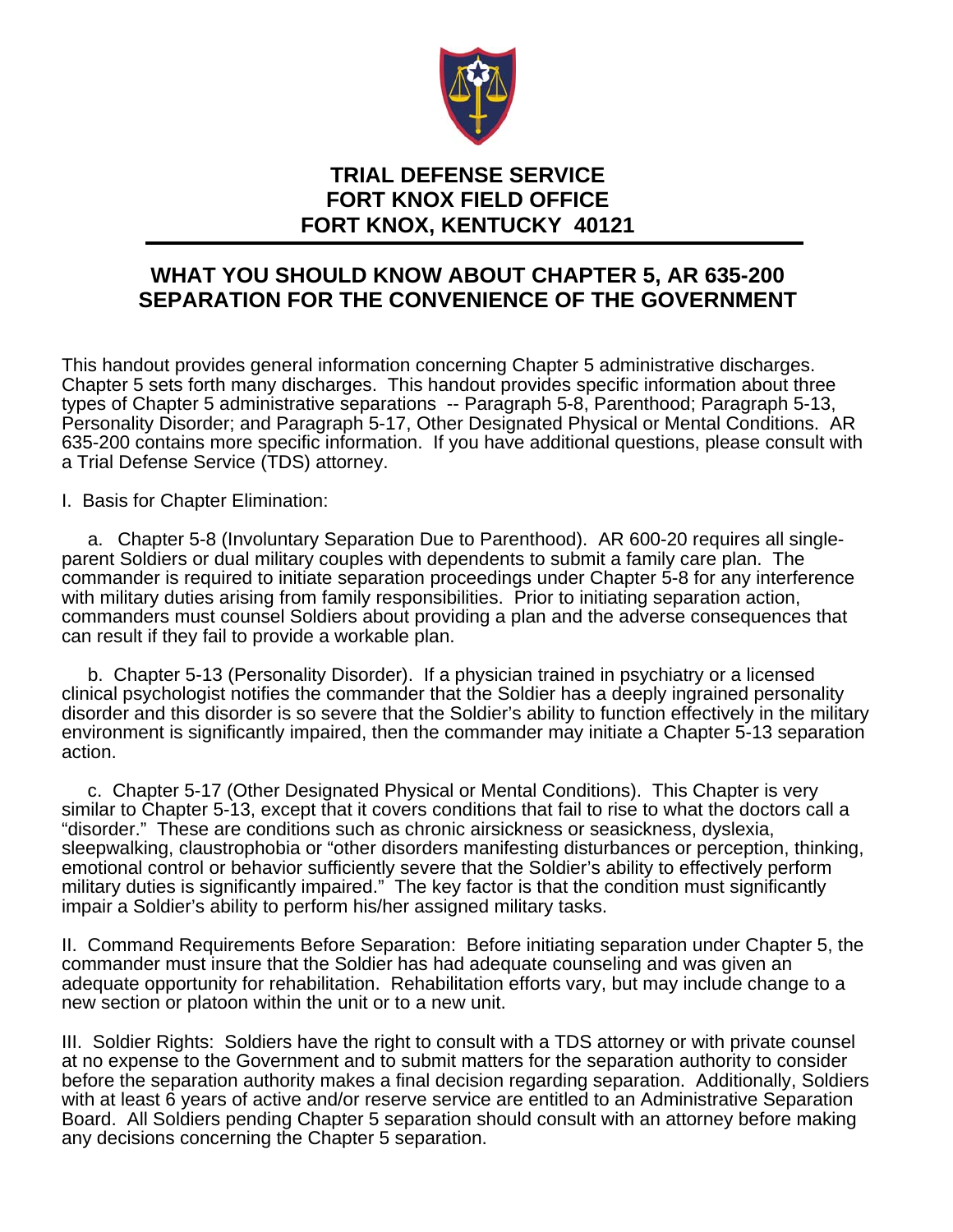**TRIAL DEFENSE SERVICE**
**FORT KNOX FIELD OFFICE**
**FORT KNOX, KENTUCKY 40121**

# WHAT YOU SHOULD KNOW ABOUT CHAPTER 5, AR 635-200 SEPARATION FOR THE CONVENIENCE OF THE GOVERNMENT

This handout provides general information concerning Chapter 5 administrative discharges. Chapter 5 sets forth many discharges. This handout provides specific information about three types of Chapter 5 administrative separations -- Paragraph 5-8, Parenthood; Paragraph 5-13, Personality Disorder; and Paragraph 5-17, Other Designated Physical or Mental Conditions. AR 635-200 contains more specific information. If you have additional questions, please consult with a Trial Defense Service (TDS) attorney.

I. Basis for Chapter Elimination:

a. Chapter 5-8 (Involuntary Separation Due to Parenthood). AR 600-20 requires all single-parent Soldiers or dual military couples with dependents to submit a family care plan. The commander is required to initiate separation proceedings under Chapter 5-8 for any interference with military duties arising from family responsibilities. Prior to initiating separation action, commanders must counsel Soldiers about providing a plan and the adverse consequences that can result if they fail to provide a workable plan.

b. Chapter 5-13 (Personality Disorder). If a physician trained in psychiatry or a licensed clinical psychologist notifies the commander that the Soldier has a deeply ingrained personality disorder and this disorder is so severe that the Soldier's ability to function effectively in the military environment is significantly impaired, then the commander may initiate a Chapter 5-13 separation action.

c. Chapter 5-17 (Other Designated Physical or Mental Conditions). This Chapter is very similar to Chapter 5-13, except that it covers conditions that fail to rise to what the doctors call a "disorder." These are conditions such as chronic airsickness or seasickness, dyslexia, sleepwalking, claustrophobia or "other disorders manifesting disturbances or perception, thinking, emotional control or behavior sufficiently severe that the Soldier's ability to effectively perform military duties is significantly impaired." The key factor is that the condition must significantly impair a Soldier's ability to perform his/her assigned military tasks.

II. Command Requirements Before Separation: Before initiating separation under Chapter 5, the commander must insure that the Soldier has had adequate counseling and was given an adequate opportunity for rehabilitation. Rehabilitation efforts vary, but may include change to a new section or platoon within the unit or to a new unit.

III. Soldier Rights: Soldiers have the right to consult with a TDS attorney or with private counsel at no expense to the Government and to submit matters for the separation authority to consider before the separation authority makes a final decision regarding separation. Additionally, Soldiers with at least 6 years of active and/or reserve service are entitled to an Administrative Separation Board. All Soldiers pending Chapter 5 separation should consult with an attorney before making any decisions concerning the Chapter 5 separation.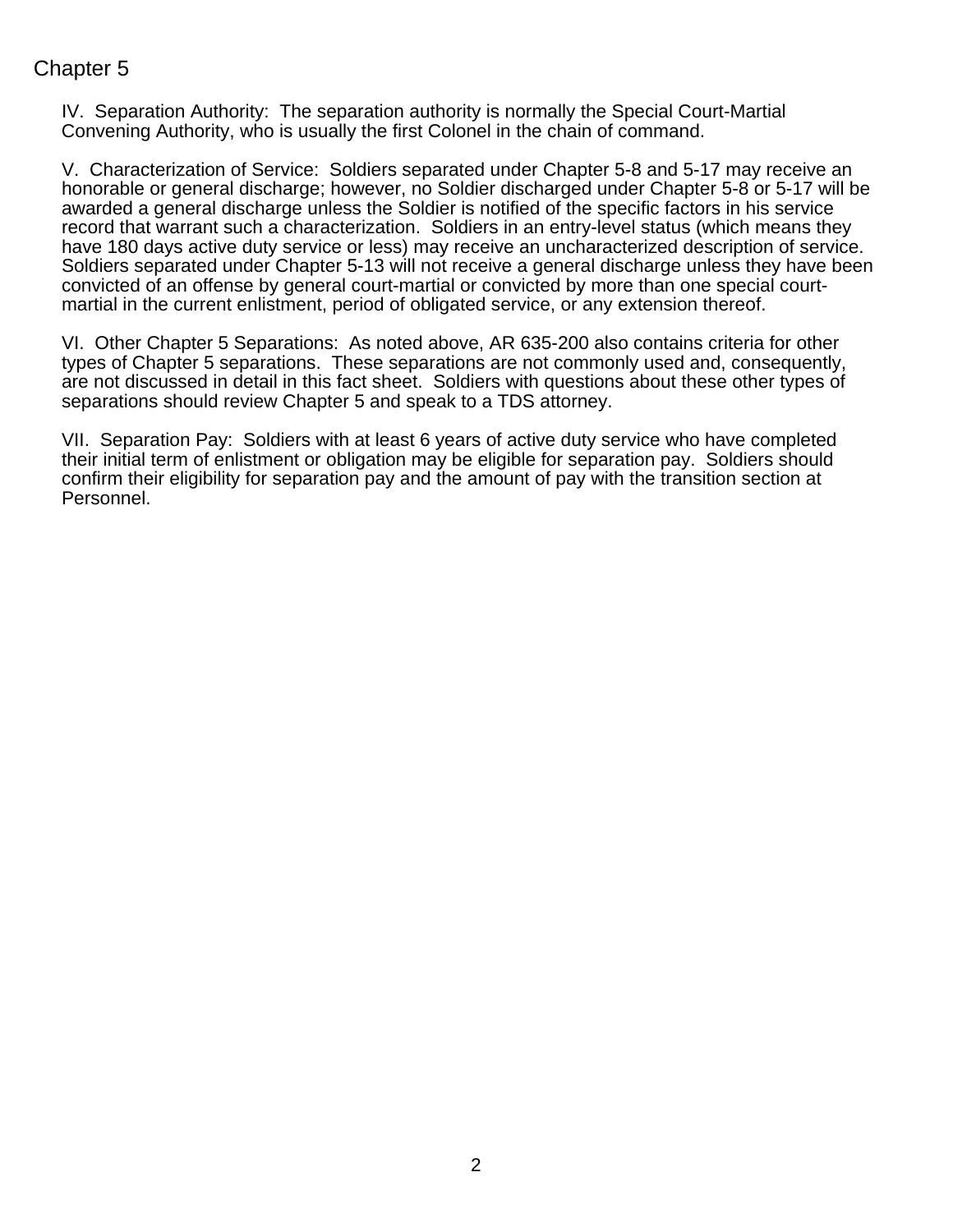Chapter 5

IV. Separation Authority: The separation authority is normally the Special Court-Martial Convening Authority, who is usually the first Colonel in the chain of command.

V. Characterization of Service: Soldiers separated under Chapter 5-8 and 5-17 may receive an honorable or general discharge; however, no Soldier discharged under Chapter 5-8 or 5-17 will be awarded a general discharge unless the Soldier is notified of the specific factors in his service record that warrant such a characterization. Soldiers in an entry-level status (which means they have 180 days active duty service or less) may receive an uncharacterized description of service. Soldiers separated under Chapter 5-13 will not receive a general discharge unless they have been convicted of an offense by general court-martial or convicted by more than one special court-martial in the current enlistment, period of obligated service, or any extension thereof.

VI. Other Chapter 5 Separations: As noted above, AR 635-200 also contains criteria for other types of Chapter 5 separations. These separations are not commonly used and, consequently, are not discussed in detail in this fact sheet. Soldiers with questions about these other types of separations should review Chapter 5 and speak to a TDS attorney.

VII. Separation Pay: Soldiers with at least 6 years of active duty service who have completed their initial term of enlistment or obligation may be eligible for separation pay. Soldiers should confirm their eligibility for separation pay and the amount of pay with the transition section at Personnel.